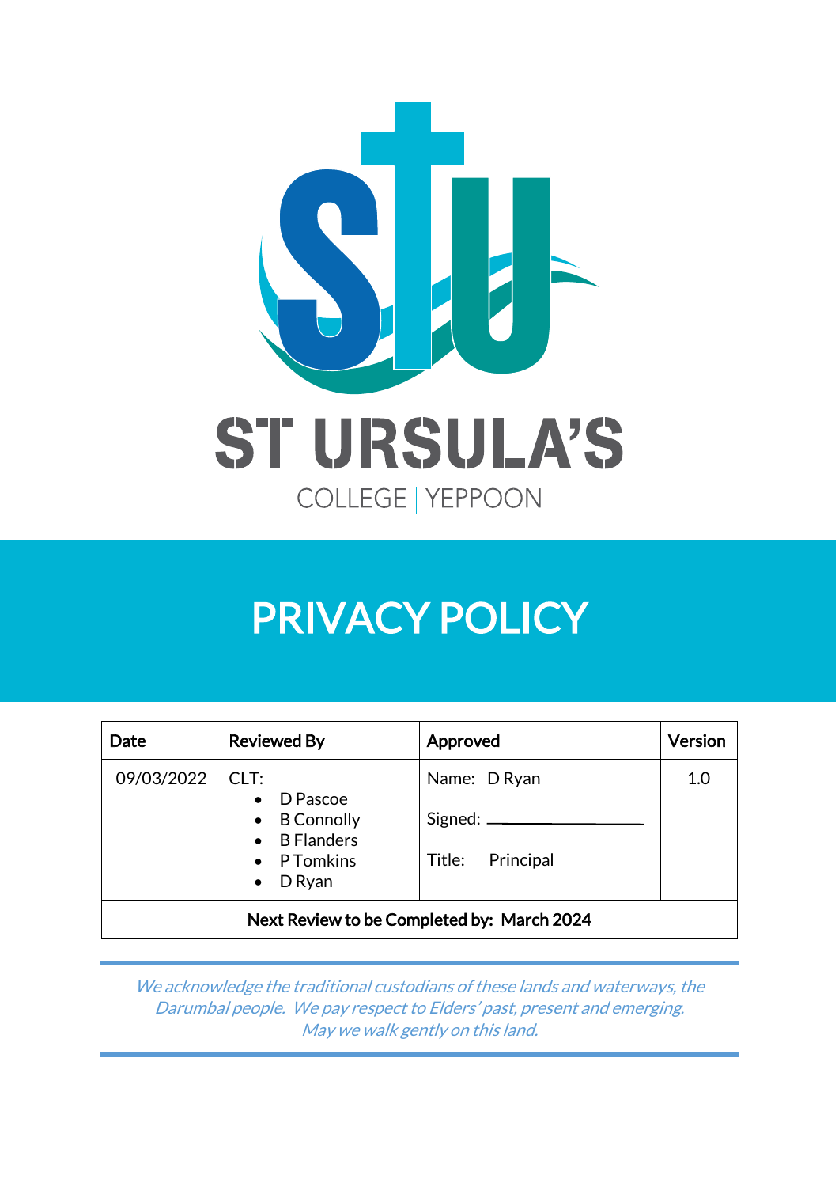ST URSULA'S

COLLEGE | YEPPOON

# PRIVACY POLICY

| Date | Reviewed By | Approved | Version |
|---|---|---|---|
| 09/03/2022 | CLT:<br>• D Pascoe<br>• B Connolly<br>• B Flanders<br>• P Tomkins<br>• D Ryan | Name: D Ryan<br>Signed: \_\_\_\_\_\_\_\_\_\_\_\_<br>Title: Principal | 1.0 |
| **Next Review to be Completed by: March 2024** | | | |

*We acknowledge the traditional custodians of these lands and waterways, the Darumbal people. We pay respect to Elders' past, present and emerging. May we walk gently on this land.*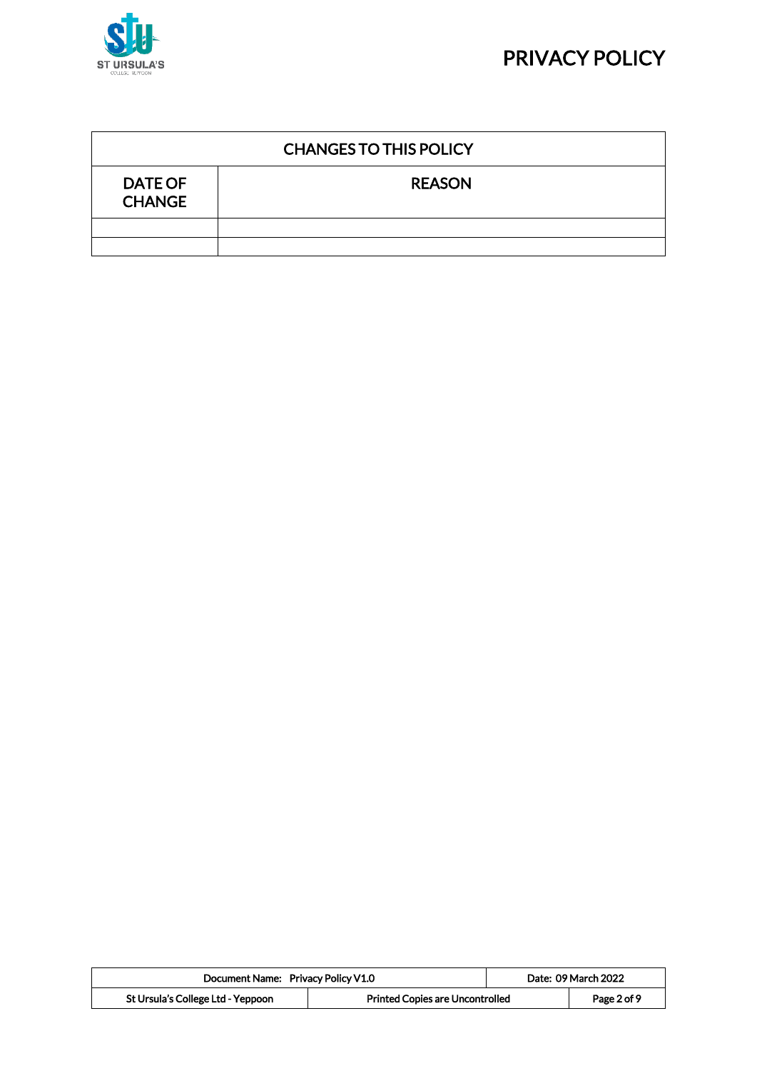| CHANGES TO THIS POLICY | |
|---|---|
| DATE OF CHANGE | REASON |
| | |
| | |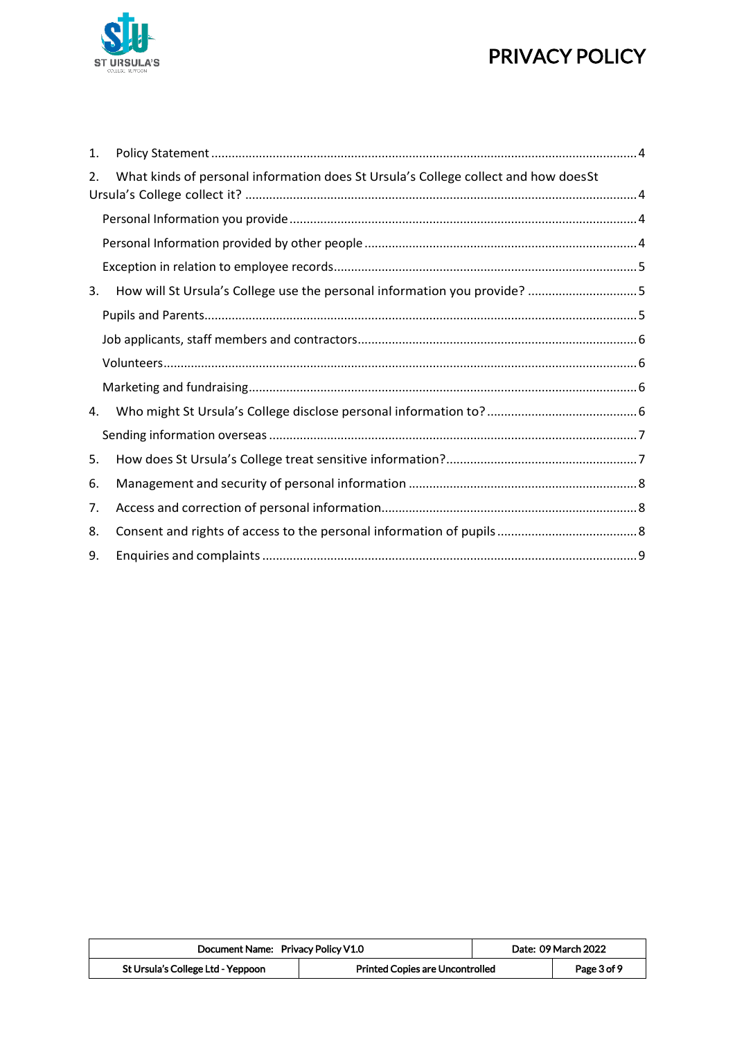1. Policy Statement ............................................................................................................................4
2. What kinds of personal information does St Ursula's College collect and how doesSt Ursula's College collect it? ....................................................................................................................4
   - Personal Information you provide ....................................................................................................4
   - Personal Information provided by other people ...............................................................................4
   - Exception in relation to employee records........................................................................................5
3. How will St Ursula's College use the personal information you provide? ................................5
   - Pupils and Parents.............................................................................................................................5
   - Job applicants, staff members and contractors.................................................................................6
   - Volunteers.........................................................................................................................................6
   - Marketing and fundraising................................................................................................................6
4. Who might St Ursula's College disclose personal information to? ............................................6
   - Sending information overseas ..........................................................................................................7
5. How does St Ursula's College treat sensitive information?........................................................7
6. Management and security of personal information ..................................................................8
7. Access and correction of personal information..........................................................................8
8. Consent and rights of access to the personal information of pupils .........................................8
9. Enquiries and complaints ............................................................................................................9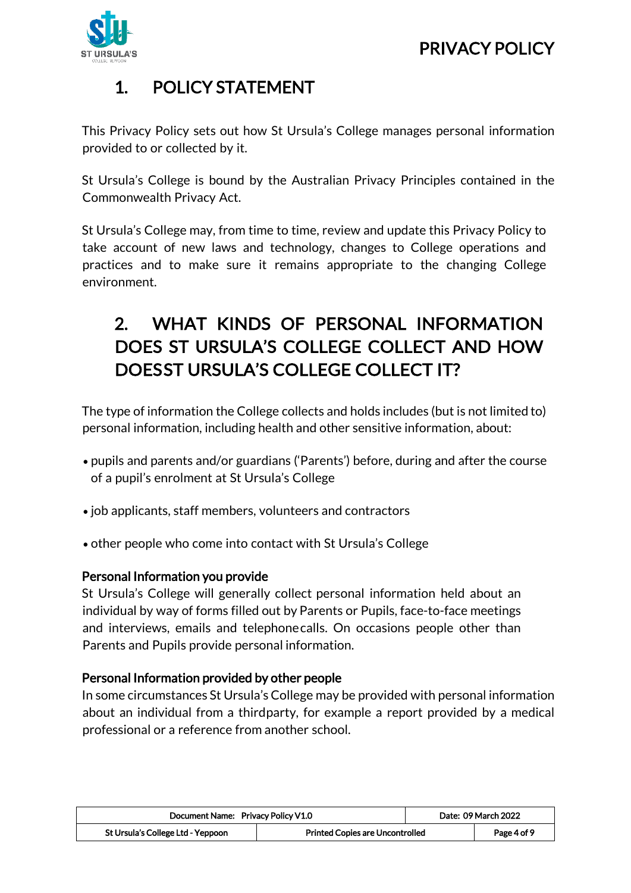# 1. POLICY STATEMENT

This Privacy Policy sets out how St Ursula's College manages personal information provided to or collected by it.

St Ursula's College is bound by the Australian Privacy Principles contained in the Commonwealth Privacy Act.

St Ursula's College may, from time to time, review and update this Privacy Policy to take account of new laws and technology, changes to College operations and practices and to make sure it remains appropriate to the changing College environment.

# 2. WHAT KINDS OF PERSONAL INFORMATION DOES ST URSULA'S COLLEGE COLLECT AND HOW DOESST URSULA'S COLLEGE COLLECT IT?

The type of information the College collects and holds includes (but is not limited to) personal information, including health and other sensitive information, about:

- pupils and parents and/or guardians ('Parents') before, during and after the course of a pupil's enrolment at St Ursula's College
- job applicants, staff members, volunteers and contractors
- other people who come into contact with St Ursula's College

### Personal Information you provide

St Ursula's College will generally collect personal information held about an individual by way of forms filled out by Parents or Pupils, face-to-face meetings and interviews, emails and telephonecalls. On occasions people other than Parents and Pupils provide personal information.

### Personal Information provided by other people

In some circumstances St Ursula's College may be provided with personal information about an individual from a thirdparty, for example a report provided by a medical professional or a reference from another school.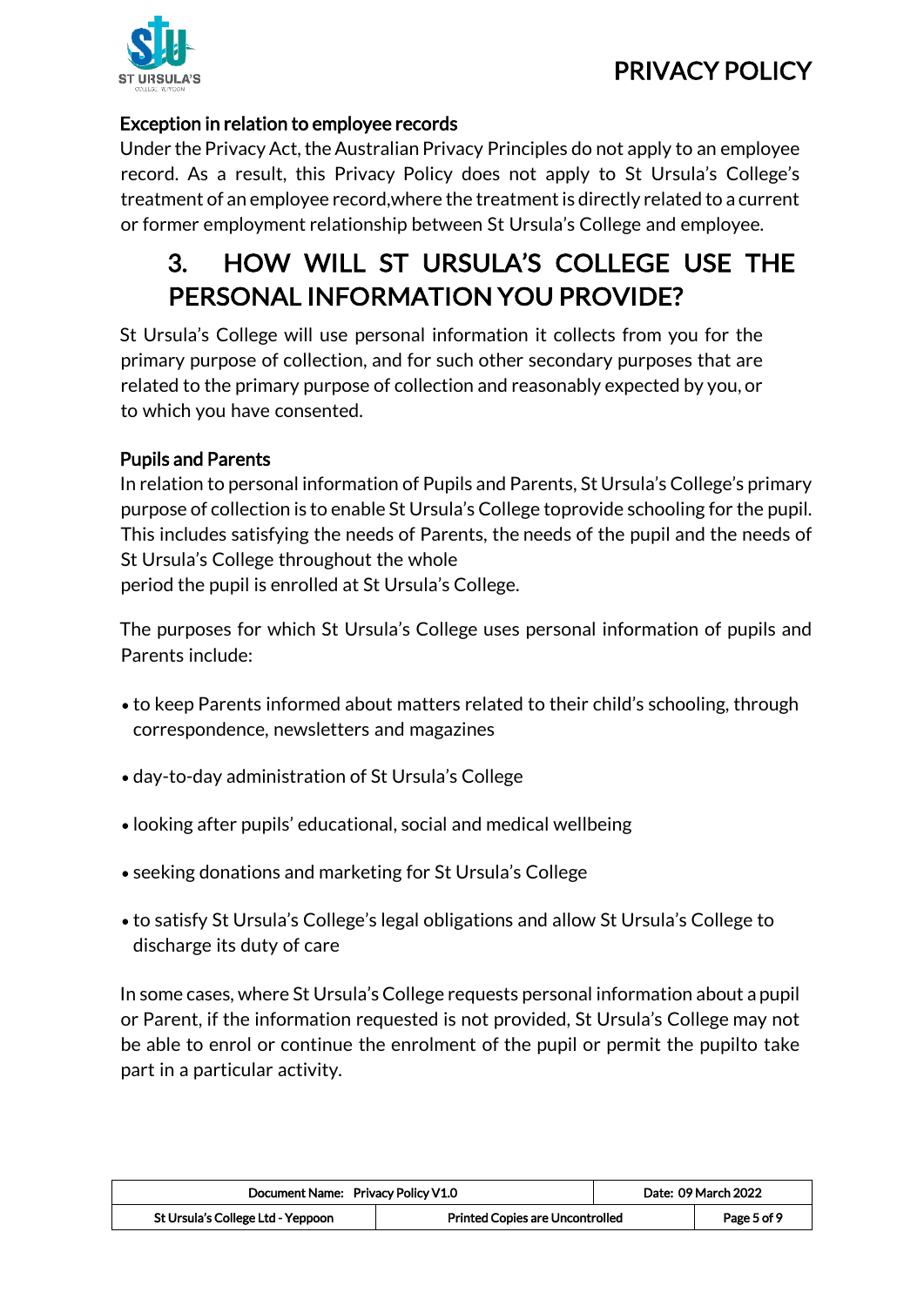### Exception in relation to employee records

Under the Privacy Act, the Australian Privacy Principles do not apply to an employee record. As a result, this Privacy Policy does not apply to St Ursula's College's treatment of an employee record,where the treatment is directly related to a current or former employment relationship between St Ursula's College and employee.

## 3. HOW WILL ST URSULA'S COLLEGE USE THE PERSONAL INFORMATION YOU PROVIDE?

St Ursula's College will use personal information it collects from you for the primary purpose of collection, and for such other secondary purposes that are related to the primary purpose of collection and reasonably expected by you, or to which you have consented.

### Pupils and Parents

In relation to personal information of Pupils and Parents, St Ursula's College's primary purpose of collection is to enable St Ursula's College toprovide schooling for the pupil. This includes satisfying the needs of Parents, the needs of the pupil and the needs of St Ursula's College throughout the whole period the pupil is enrolled at St Ursula's College.

The purposes for which St Ursula's College uses personal information of pupils and Parents include:

- to keep Parents informed about matters related to their child's schooling, through correspondence, newsletters and magazines
- day-to-day administration of St Ursula's College
- looking after pupils' educational, social and medical wellbeing
- seeking donations and marketing for St Ursula's College
- to satisfy St Ursula's College's legal obligations and allow St Ursula's College to discharge its duty of care

In some cases, where St Ursula's College requests personal information about a pupil or Parent, if the information requested is not provided, St Ursula's College may not be able to enrol or continue the enrolment of the pupil or permit the pupilto take part in a particular activity.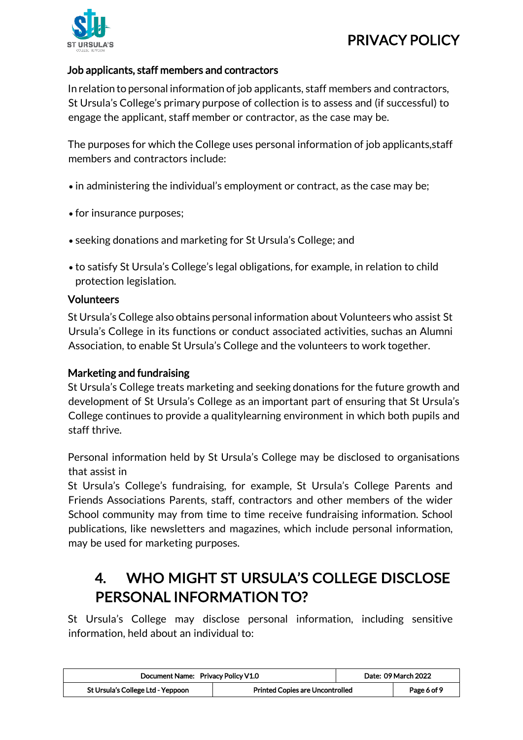### Job applicants, staff members and contractors

In relation to personal information of job applicants, staff members and contractors, St Ursula's College's primary purpose of collection is to assess and (if successful) to engage the applicant, staff member or contractor, as the case may be.

The purposes for which the College uses personal information of job applicants,staff members and contractors include:

- in administering the individual's employment or contract, as the case may be;
- for insurance purposes;
- seeking donations and marketing for St Ursula's College; and
- to satisfy St Ursula's College's legal obligations, for example, in relation to child protection legislation.

### Volunteers

St Ursula's College also obtains personal information about Volunteers who assist St Ursula's College in its functions or conduct associated activities, suchas an Alumni Association, to enable St Ursula's College and the volunteers to work together.

### Marketing and fundraising

St Ursula's College treats marketing and seeking donations for the future growth and development of St Ursula's College as an important part of ensuring that St Ursula's College continues to provide a qualitylearning environment in which both pupils and staff thrive.

Personal information held by St Ursula's College may be disclosed to organisations that assist in

St Ursula's College's fundraising, for example, St Ursula's College Parents and Friends Associations Parents, staff, contractors and other members of the wider School community may from time to time receive fundraising information. School publications, like newsletters and magazines, which include personal information, may be used for marketing purposes.

## 4. WHO MIGHT ST URSULA'S COLLEGE DISCLOSE PERSONAL INFORMATION TO?

St Ursula's College may disclose personal information, including sensitive information, held about an individual to: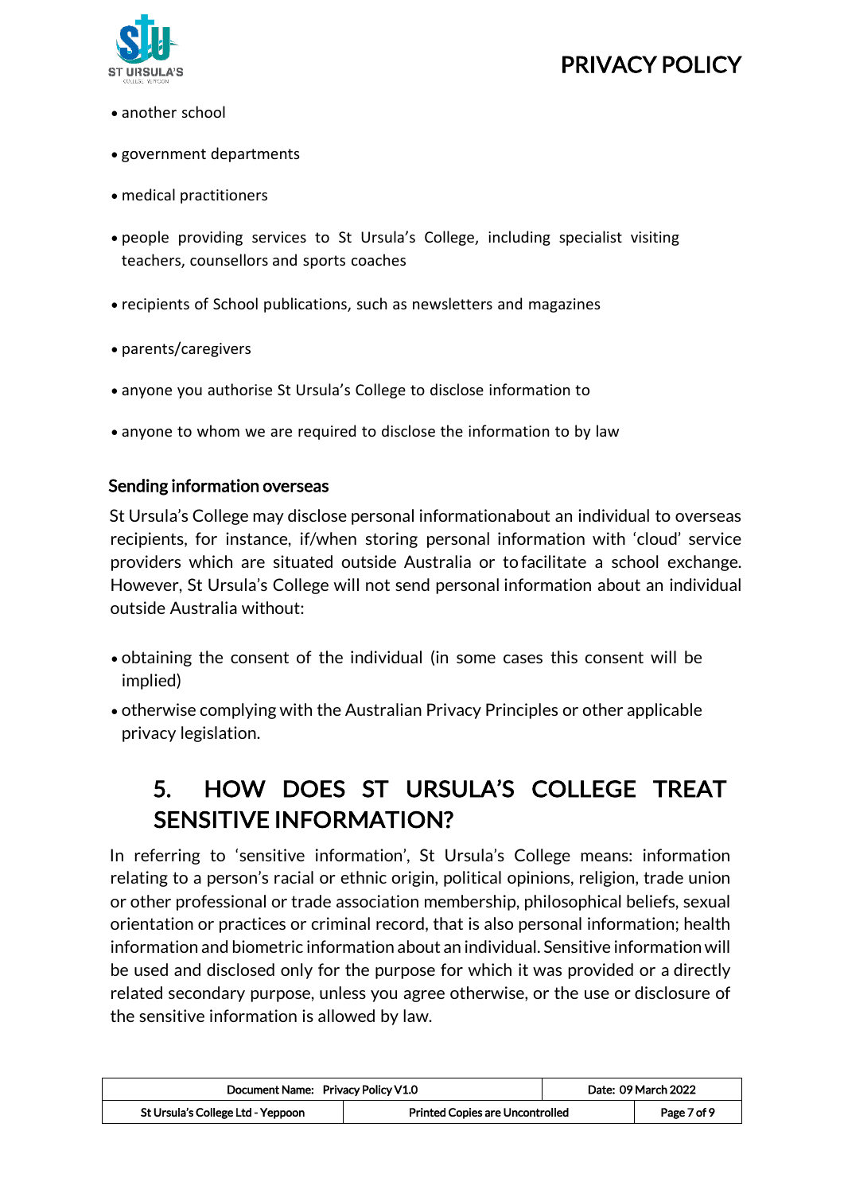- another school
- government departments
- medical practitioners
- people providing services to St Ursula's College, including specialist visiting teachers, counsellors and sports coaches
- recipients of School publications, such as newsletters and magazines
- parents/caregivers
- anyone you authorise St Ursula's College to disclose information to
- anyone to whom we are required to disclose the information to by law

### Sending information overseas

St Ursula's College may disclose personal informationabout an individual to overseas recipients, for instance, if/when storing personal information with 'cloud' service providers which are situated outside Australia or to facilitate a school exchange. However, St Ursula's College will not send personal information about an individual outside Australia without:

- obtaining the consent of the individual (in some cases this consent will be implied)
- otherwise complying with the Australian Privacy Principles or other applicable privacy legislation.

## 5. HOW DOES ST URSULA'S COLLEGE TREAT SENSITIVE INFORMATION?

In referring to 'sensitive information', St Ursula's College means: information relating to a person's racial or ethnic origin, political opinions, religion, trade union or other professional or trade association membership, philosophical beliefs, sexual orientation or practices or criminal record, that is also personal information; health information and biometric information about an individual. Sensitive information will be used and disclosed only for the purpose for which it was provided or a directly related secondary purpose, unless you agree otherwise, or the use or disclosure of the sensitive information is allowed by law.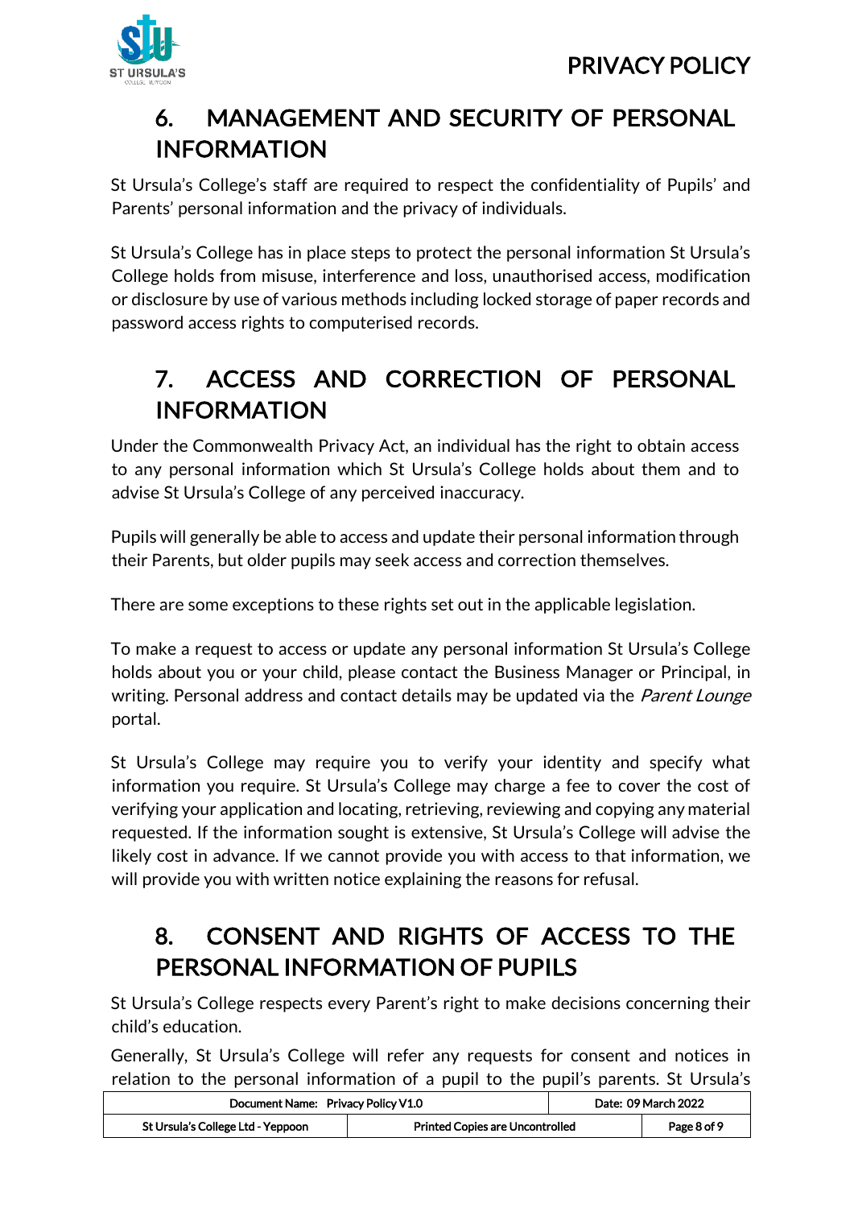## 6. MANAGEMENT AND SECURITY OF PERSONAL INFORMATION

St Ursula's College's staff are required to respect the confidentiality of Pupils' and Parents' personal information and the privacy of individuals.

St Ursula's College has in place steps to protect the personal information St Ursula's College holds from misuse, interference and loss, unauthorised access, modification or disclosure by use of various methods including locked storage of paper records and password access rights to computerised records.

## 7. ACCESS AND CORRECTION OF PERSONAL INFORMATION

Under the Commonwealth Privacy Act, an individual has the right to obtain access to any personal information which St Ursula's College holds about them and to advise St Ursula's College of any perceived inaccuracy.

Pupils will generally be able to access and update their personal information through their Parents, but older pupils may seek access and correction themselves.

There are some exceptions to these rights set out in the applicable legislation.

To make a request to access or update any personal information St Ursula's College holds about you or your child, please contact the Business Manager or Principal, in writing. Personal address and contact details may be updated via the *Parent Lounge* portal.

St Ursula's College may require you to verify your identity and specify what information you require. St Ursula's College may charge a fee to cover the cost of verifying your application and locating, retrieving, reviewing and copying any material requested. If the information sought is extensive, St Ursula's College will advise the likely cost in advance. If we cannot provide you with access to that information, we will provide you with written notice explaining the reasons for refusal.

## 8. CONSENT AND RIGHTS OF ACCESS TO THE PERSONAL INFORMATION OF PUPILS

St Ursula's College respects every Parent's right to make decisions concerning their child's education.

Generally, St Ursula's College will refer any requests for consent and notices in relation to the personal information of a pupil to the pupil's parents. St Ursula's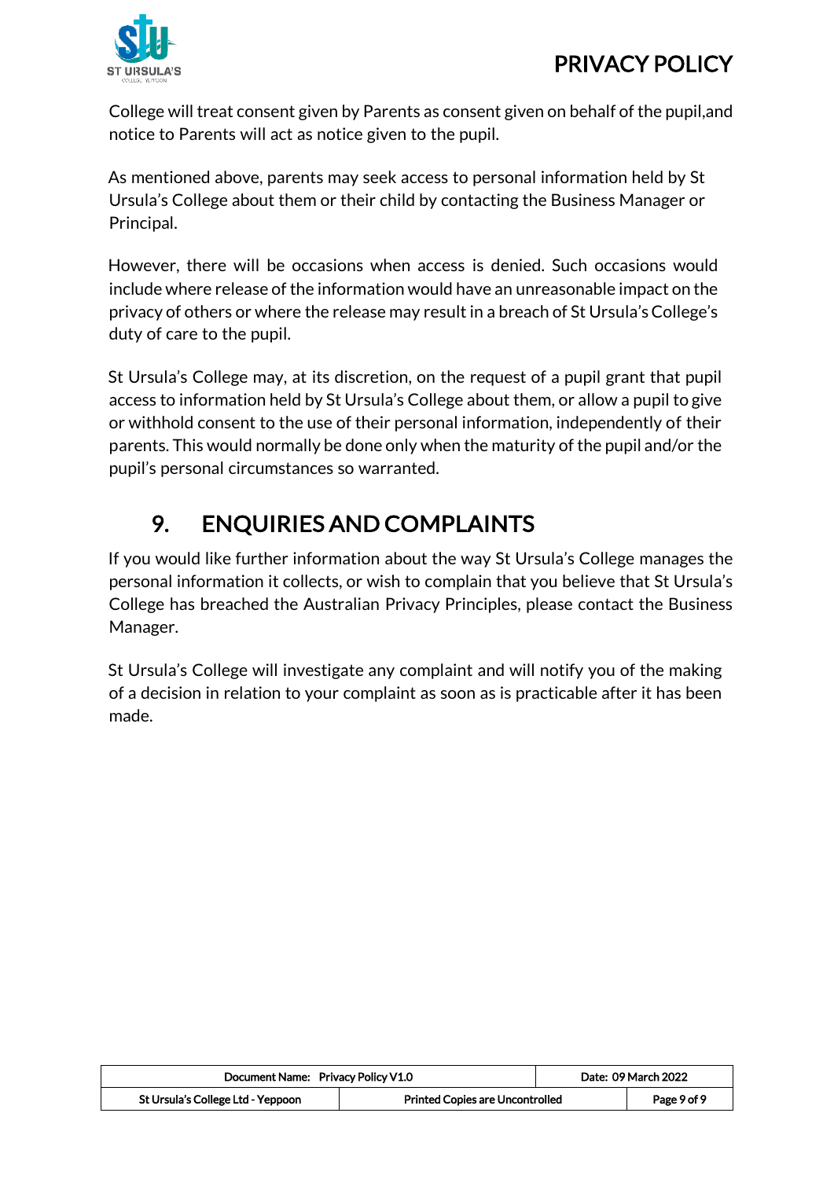College will treat consent given by Parents as consent given on behalf of the pupil,and notice to Parents will act as notice given to the pupil.

As mentioned above, parents may seek access to personal information held by St Ursula's College about them or their child by contacting the Business Manager or Principal.

However, there will be occasions when access is denied. Such occasions would include where release of the information would have an unreasonable impact on the privacy of others or where the release may result in a breach of St Ursula's College's duty of care to the pupil.

St Ursula's College may, at its discretion, on the request of a pupil grant that pupil access to information held by St Ursula's College about them, or allow a pupil to give or withhold consent to the use of their personal information, independently of their parents. This would normally be done only when the maturity of the pupil and/or the pupil's personal circumstances so warranted.

# 9. ENQUIRIES AND COMPLAINTS

If you would like further information about the way St Ursula's College manages the personal information it collects, or wish to complain that you believe that St Ursula's College has breached the Australian Privacy Principles, please contact the Business Manager.

St Ursula's College will investigate any complaint and will notify you of the making of a decision in relation to your complaint as soon as is practicable after it has been made.